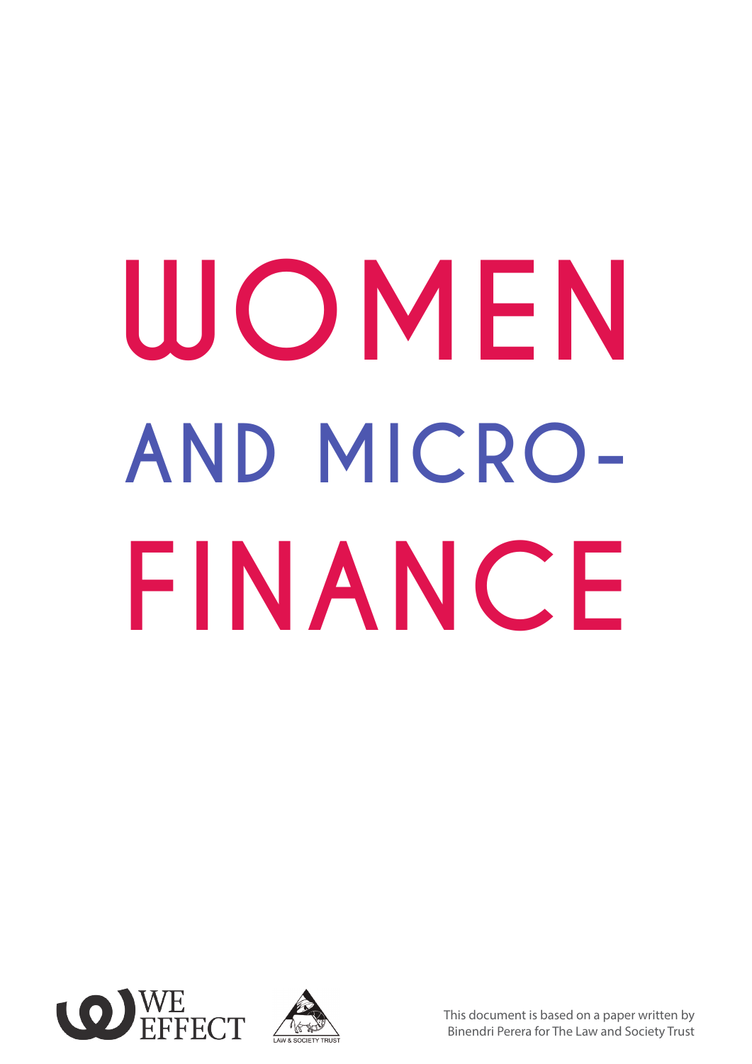# WOMEN AND MICRO-FINANCE

WE EFFECT

LAW & SOCIETY TRUST

This document is based on a paper written by Binendri Perera for The Law and Society Trust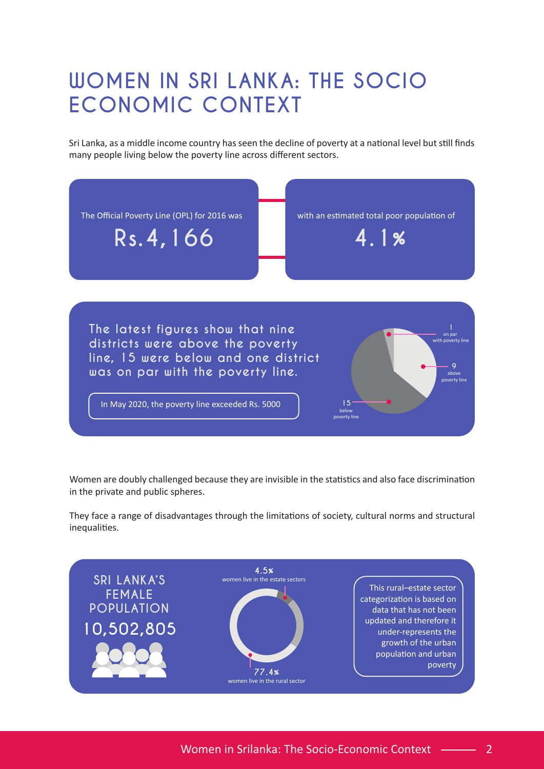# WOMEN IN SRI LANKA: THE SOCIO ECONOMIC CONTEXT

Sri Lanka, as a middle income country has seen the decline of poverty at a national level but still finds many people living below the poverty line across different sectors.

The Official Poverty Line (OPL) for 2016 was

**Rs.4,166**

with an estimated total poor population of

**4.1%**

**The latest figures show that nine districts were above the poverty line, 15 were below and one district was on par with the poverty line.**

In May 2020, the poverty line exceeded Rs. 5000

1 on par with poverty line

9 above poverty line

15 below poverty line

Women are doubly challenged because they are invisible in the statistics and also face discrimination in the private and public spheres.

They face a range of disadvantages through the limitations of society, cultural norms and structural inequalities.

**SRI LANKA'S FEMALE POPULATION**

**10,502,805**

**4.5%** women live in the estate sectors

**77.4%** women live in the rural sector

This rural–estate sector categorization is based on data that has not been updated and therefore it under-represents the growth of the urban population and urban poverty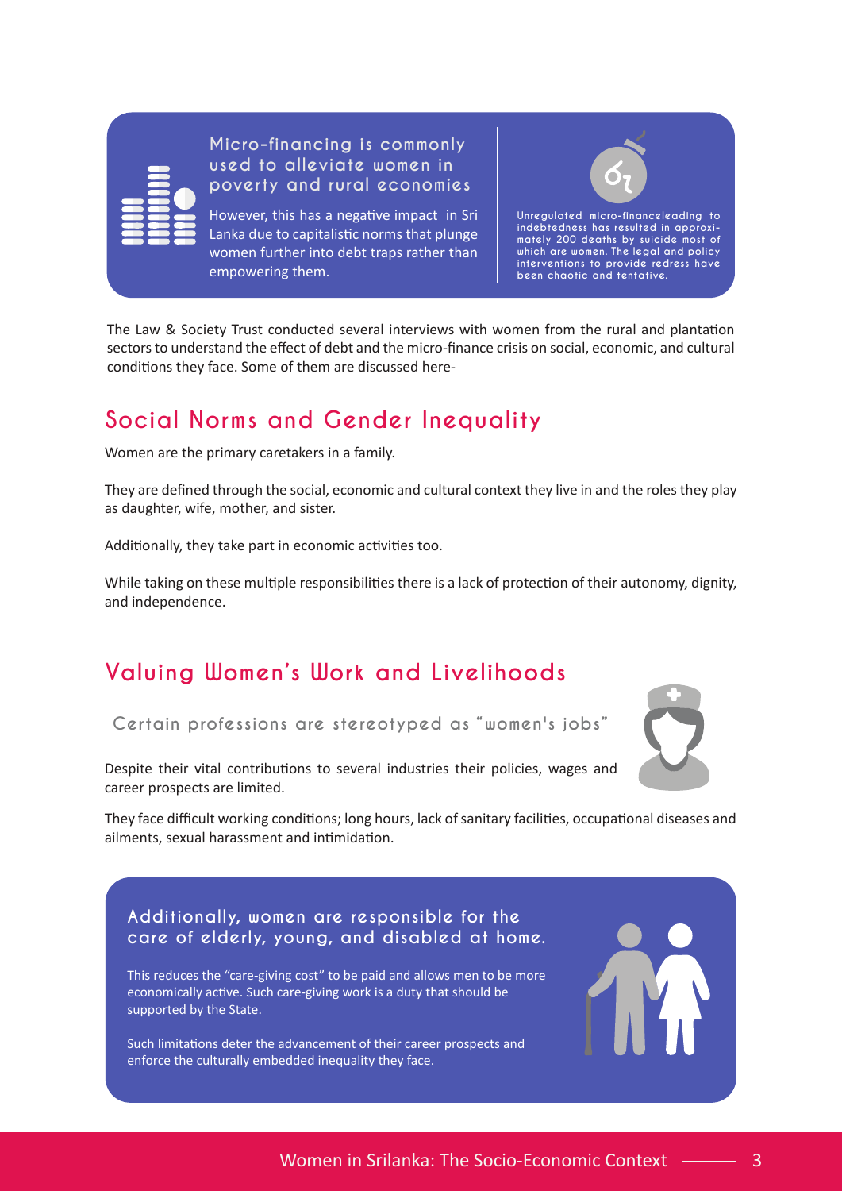**Micro-financing is commonly used to alleviate women in poverty and rural economies**

However, this has a negative impact in Sri Lanka due to capitalistic norms that plunge women further into debt traps rather than empowering them.

Unregulated micro-financeleading to indebtedness has resulted in approximately 200 deaths by suicide most of which are women. The legal and policy interventions to provide redress have been chaotic and tentative.

The Law & Society Trust conducted several interviews with women from the rural and plantation sectors to understand the effect of debt and the micro-finance crisis on social, economic, and cultural conditions they face. Some of them are discussed here-

## Social Norms and Gender Inequality

Women are the primary caretakers in a family.

They are defined through the social, economic and cultural context they live in and the roles they play as daughter, wife, mother, and sister.

Additionally, they take part in economic activities too.

While taking on these multiple responsibilities there is a lack of protection of their autonomy, dignity, and independence.

## Valuing Women's Work and Livelihoods

### Certain professions are stereotyped as "women's jobs"

Despite their vital contributions to several industries their policies, wages and career prospects are limited.

They face difficult working conditions; long hours, lack of sanitary facilities, occupational diseases and ailments, sexual harassment and intimidation.

**Additionally, women are responsible for the care of elderly, young, and disabled at home.**

This reduces the "care-giving cost" to be paid and allows men to be more economically active. Such care-giving work is a duty that should be supported by the State.

Such limitations deter the advancement of their career prospects and enforce the culturally embedded inequality they face.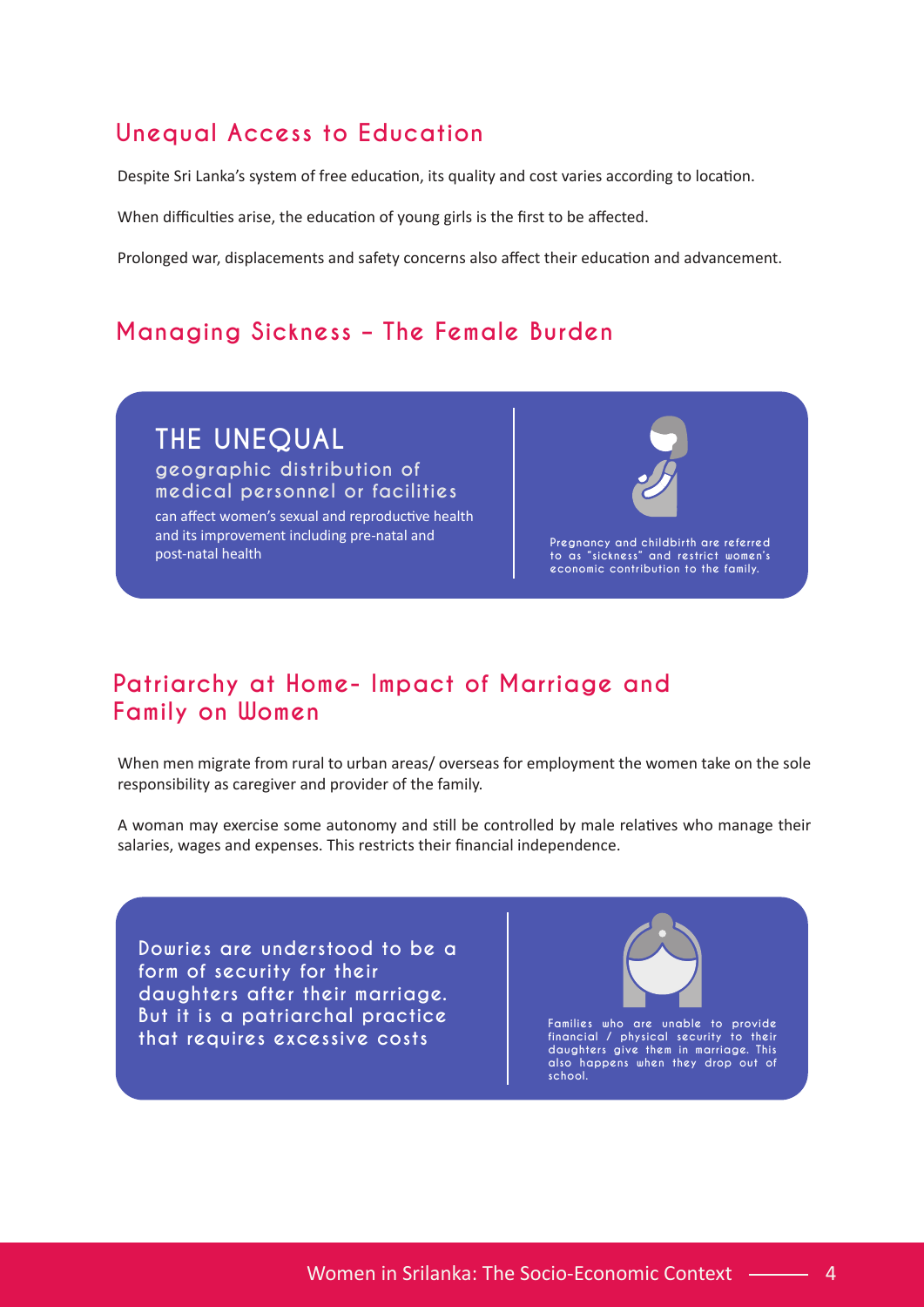## Unequal Access to Education

Despite Sri Lanka's system of free education, its quality and cost varies according to location.

When difficulties arise, the education of young girls is the first to be affected.

Prolonged war, displacements and safety concerns also affect their education and advancement.

## Managing Sickness – The Female Burden

**THE UNEQUAL**
**geographic distribution of medical personnel or facilities**
can affect women's sexual and reproductive health and its improvement including pre-natal and post-natal health

Pregnancy and childbirth are referred to as "sickness" and restrict women's economic contribution to the family.

## Patriarchy at Home- Impact of Marriage and Family on Women

When men migrate from rural to urban areas/ overseas for employment the women take on the sole responsibility as caregiver and provider of the family.

A woman may exercise some autonomy and still be controlled by male relatives who manage their salaries, wages and expenses. This restricts their financial independence.

**Dowries are understood to be a form of security for their daughters after their marriage. But it is a patriarchal practice that requires excessive costs**

Families who are unable to provide financial / physical security to their daughters give them in marriage. This also happens when they drop out of school.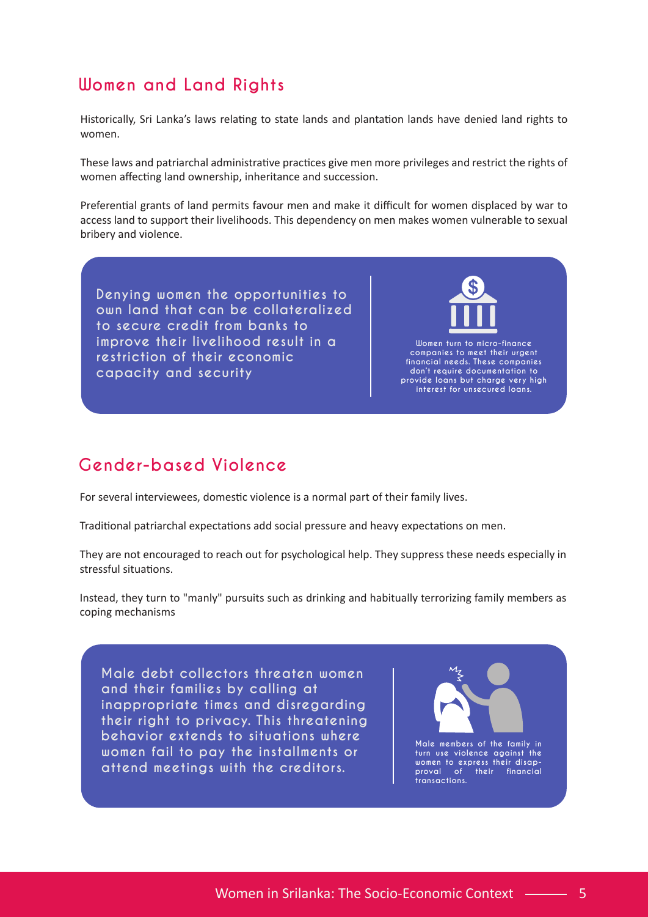## Women and Land Rights

Historically, Sri Lanka's laws relating to state lands and plantation lands have denied land rights to women.

These laws and patriarchal administrative practices give men more privileges and restrict the rights of women affecting land ownership, inheritance and succession.

Preferential grants of land permits favour men and make it difficult for women displaced by war to access land to support their livelihoods. This dependency on men makes women vulnerable to sexual bribery and violence.

**Denying women the opportunities to own land that can be collateralized to secure credit from banks to improve their livelihood result in a restriction of their economic capacity and security**

Women turn to micro-finance companies to meet their urgent financial needs. These companies don't require documentation to provide loans but charge very high interest for unsecured loans.

## Gender-based Violence

For several interviewees, domestic violence is a normal part of their family lives.

Traditional patriarchal expectations add social pressure and heavy expectations on men.

They are not encouraged to reach out for psychological help. They suppress these needs especially in stressful situations.

Instead, they turn to "manly" pursuits such as drinking and habitually terrorizing family members as coping mechanisms

**Male debt collectors threaten women and their families by calling at inappropriate times and disregarding their right to privacy. This threatening behavior extends to situations where women fail to pay the installments or attend meetings with the creditors.**

Male members of the family in turn use violence against the women to express their disapproval of their financial transactions.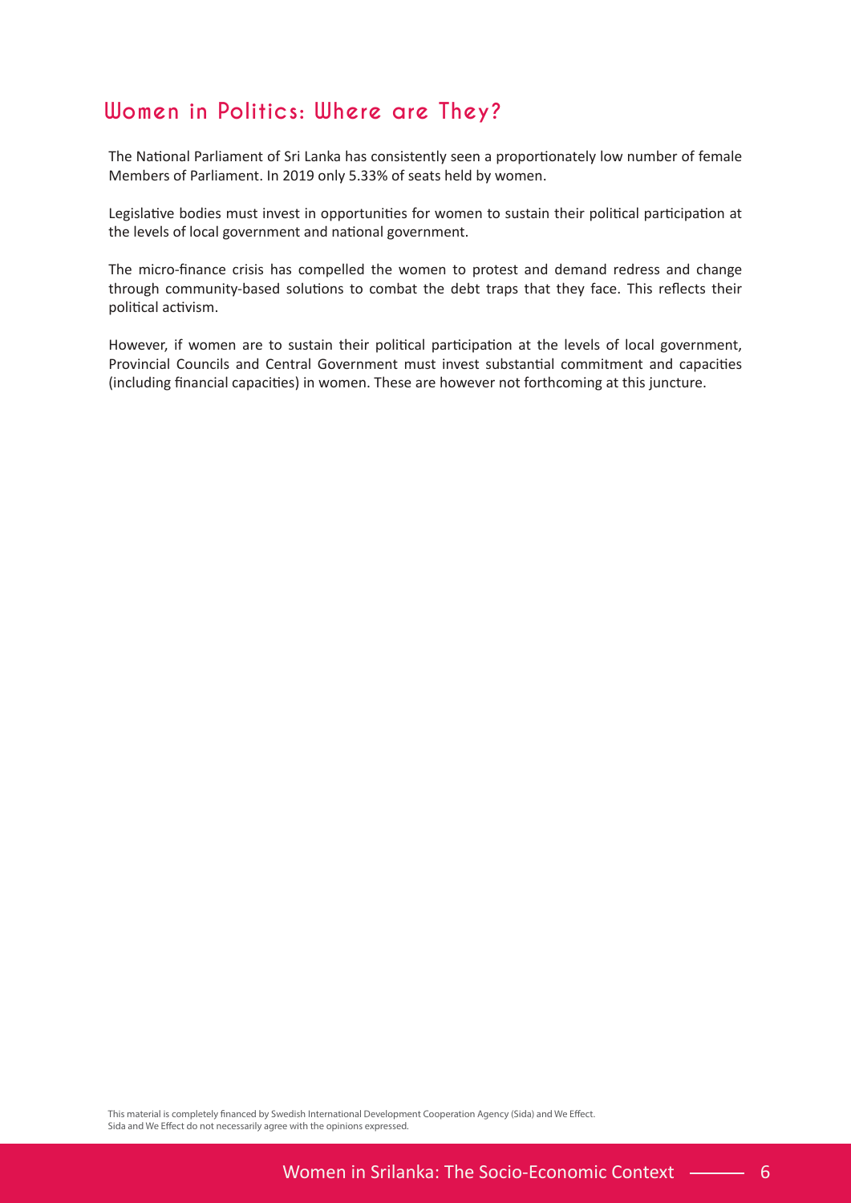## Women in Politics: Where are They?

The National Parliament of Sri Lanka has consistently seen a proportionately low number of female Members of Parliament. In 2019 only 5.33% of seats held by women.

Legislative bodies must invest in opportunities for women to sustain their political participation at the levels of local government and national government.

The micro-finance crisis has compelled the women to protest and demand redress and change through community-based solutions to combat the debt traps that they face. This reflects their political activism.

However, if women are to sustain their political participation at the levels of local government, Provincial Councils and Central Government must invest substantial commitment and capacities (including financial capacities) in women. These are however not forthcoming at this juncture.

This material is completely financed by Swedish International Development Cooperation Agency (Sida) and We Effect.
Sida and We Effect do not necessarily agree with the opinions expressed.